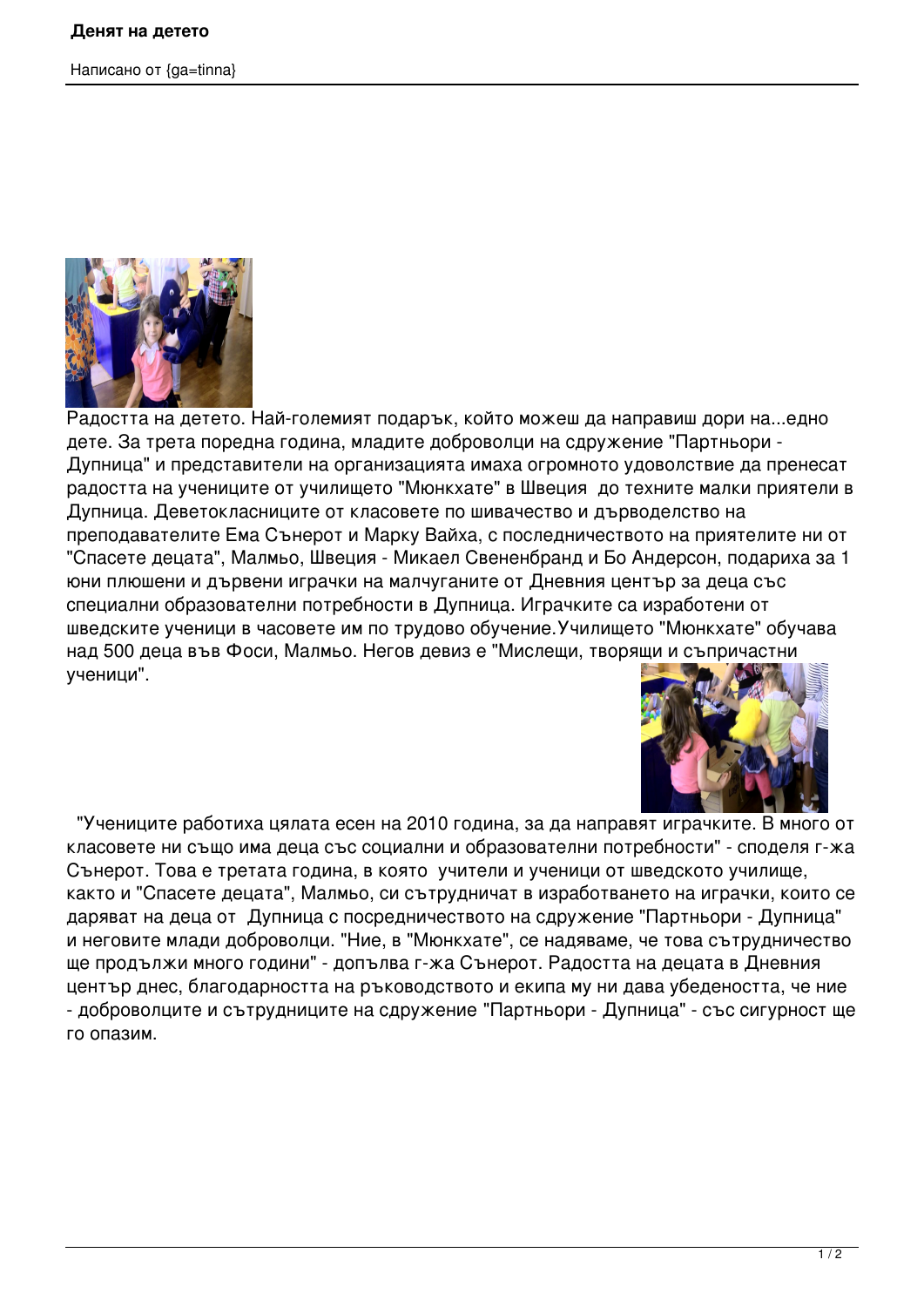# Денят на детето

Написано от {ga=tinna}

Радостта на детето. Най-големият подарък, който можеш да направиш дори на...едно дете. За трета поредна година, младите доброволци на сдружение "Партньори - Дупница" и представители на организацията имаха огромното удоволствие да пренесат радостта на учениците от училището "Мюнкхате" в Швеция до техните малки приятели в Дупница. Деветокласниците от класовете по шивачество и дърводелство на преподавателите Ема Сънерот и Марку Вайха, с посредничеството на приятелите ни от "Спасете децата", Малмьо, Швеция - Микаел Свененбранд и Бо Андерсон, подариха за 1 юни плюшени и дървени играчки на малчуганите от Дневния център за деца със специални образователни потребности в Дупница. Играчките са изработени от шведските ученици в часовете им по трудово обучение.Училището "Мюнкхате" обучава над 500 деца във Фоси, Малмьо. Негов девиз е "Мислещи, творящи и съпричастни ученици".

"Учениците работиха цялата есен на 2010 година, за да направят играчките. В много от класовете ни също има деца със социални и образователни потребности" - споделя г-жа Сънерот. Това е третата година, в която учители и ученици от шведското училище, както и "Спасете децата", Малмьо, си сътрудничат в изработването на играчки, които се даряват на деца от Дупница с посредничеството на сдружение "Партньори - Дупница" и неговите млади доброволци. "Ние, в "Мюнкхате", се надяваме, че това сътрудничество ще продължи много години" - допълва г-жа Сънерот. Радостта на децата в Дневния център днес, благодарността на ръководството и екипа му ни дава убедеността, че ние - доброволците и сътрудниците на сдружение "Партньори - Дупница" - със сигурност ще го опазим.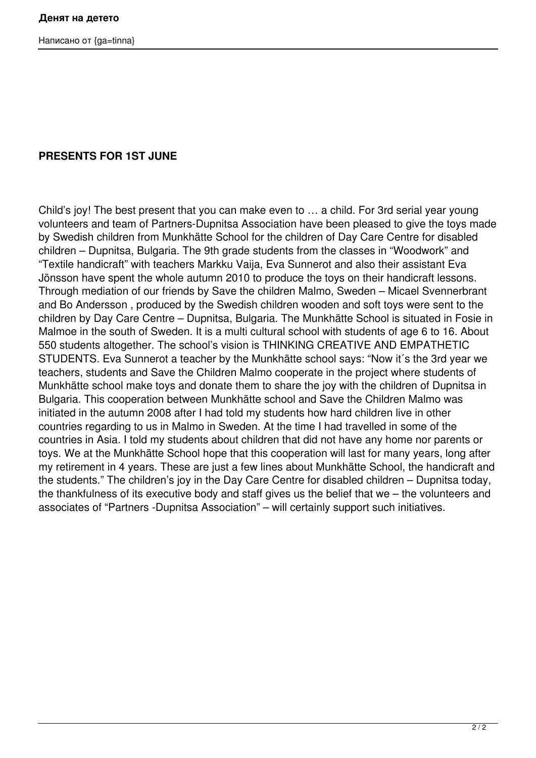## PRESENTS FOR 1ST JUNE

Child's joy! The best present that you can make even to … a child. For 3rd serial year young volunteers and team of Partners-Dupnitsa Association have been pleased to give the toys made by Swedish children from Munkhätte School for the children of Day Care Centre for disabled children – Dupnitsa, Bulgaria. The 9th grade students from the classes in "Woodwork" and "Textile handicraft" with teachers Markku Vaija, Eva Sunnerot and also their assistant Eva Jönsson have spent the whole autumn 2010 to produce the toys on their handicraft lessons. Through mediation of our friends by Save the children Malmo, Sweden – Micael Svennerbrant and Bo Andersson , produced by the Swedish children wooden and soft toys were sent to the children by Day Care Centre – Dupnitsa, Bulgaria. The Munkhätte School is situated in Fosie in Malmoe in the south of Sweden. It is a multi cultural school with students of age 6 to 16. About 550 students altogether. The school's vision is THINKING CREATIVE AND EMPATHETIC STUDENTS. Eva Sunnerot a teacher by the Munkhätte school says: "Now it´s the 3rd year we teachers, students and Save the Children Malmo cooperate in the project where students of Munkhätte school make toys and donate them to share the joy with the children of Dupnitsa in Bulgaria. This cooperation between Munkhätte school and Save the Children Malmo was initiated in the autumn 2008 after I had told my students how hard children live in other countries regarding to us in Malmo in Sweden. At the time I had travelled in some of the countries in Asia. I told my students about children that did not have any home nor parents or toys. We at the Munkhätte School hope that this cooperation will last for many years, long after my retirement in 4 years. These are just a few lines about Munkhätte School, the handicraft and the students." The children's joy in the Day Care Centre for disabled children – Dupnitsa today, the thankfulness of its executive body and staff gives us the belief that we – the volunteers and associates of "Partners -Dupnitsa Association" – will certainly support such initiatives.